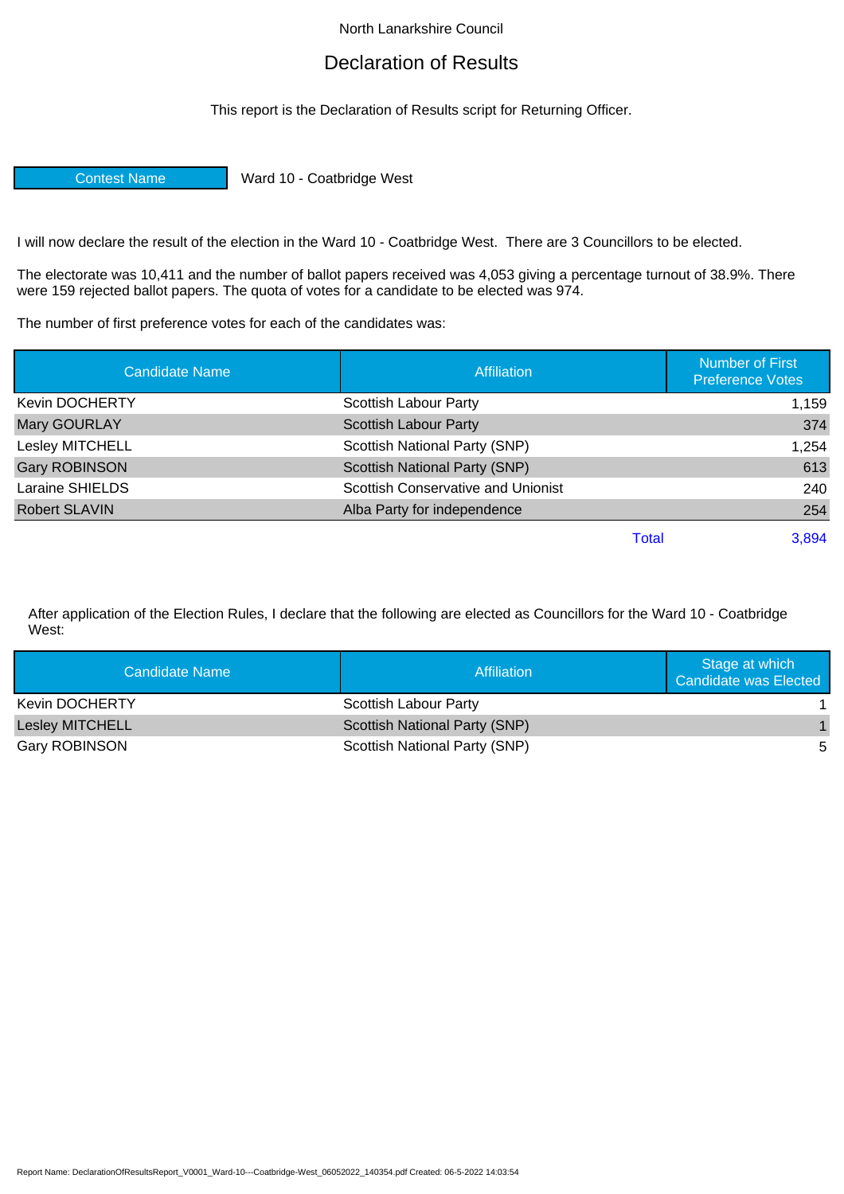North Lanarkshire Council

# Declaration of Results

This report is the Declaration of Results script for Returning Officer.

| Contest Name | Ward 10 - Coatbridge West |
|---|---|

I will now declare the result of the election in the Ward 10 - Coatbridge West. There are 3 Councillors to be elected.

The electorate was 10,411 and the number of ballot papers received was 4,053 giving a percentage turnout of 38.9%. There were 159 rejected ballot papers. The quota of votes for a candidate to be elected was 974.

The number of first preference votes for each of the candidates was:

| Candidate Name | Affiliation | Number of First Preference Votes |
|---|---|---|
| Kevin DOCHERTY | Scottish Labour Party | 1,159 |
| Mary GOURLAY | Scottish Labour Party | 374 |
| Lesley MITCHELL | Scottish National Party (SNP) | 1,254 |
| Gary ROBINSON | Scottish National Party (SNP) | 613 |
| Laraine SHIELDS | Scottish Conservative and Unionist | 240 |
| Robert SLAVIN | Alba Party for independence | 254 |
| | Total | 3,894 |

After application of the Election Rules, I declare that the following are elected as Councillors for the Ward 10 - Coatbridge West:

| Candidate Name | Affiliation | Stage at which Candidate was Elected |
|---|---|---|
| Kevin DOCHERTY | Scottish Labour Party | 1 |
| Lesley MITCHELL | Scottish National Party (SNP) | 1 |
| Gary ROBINSON | Scottish National Party (SNP) | 5 |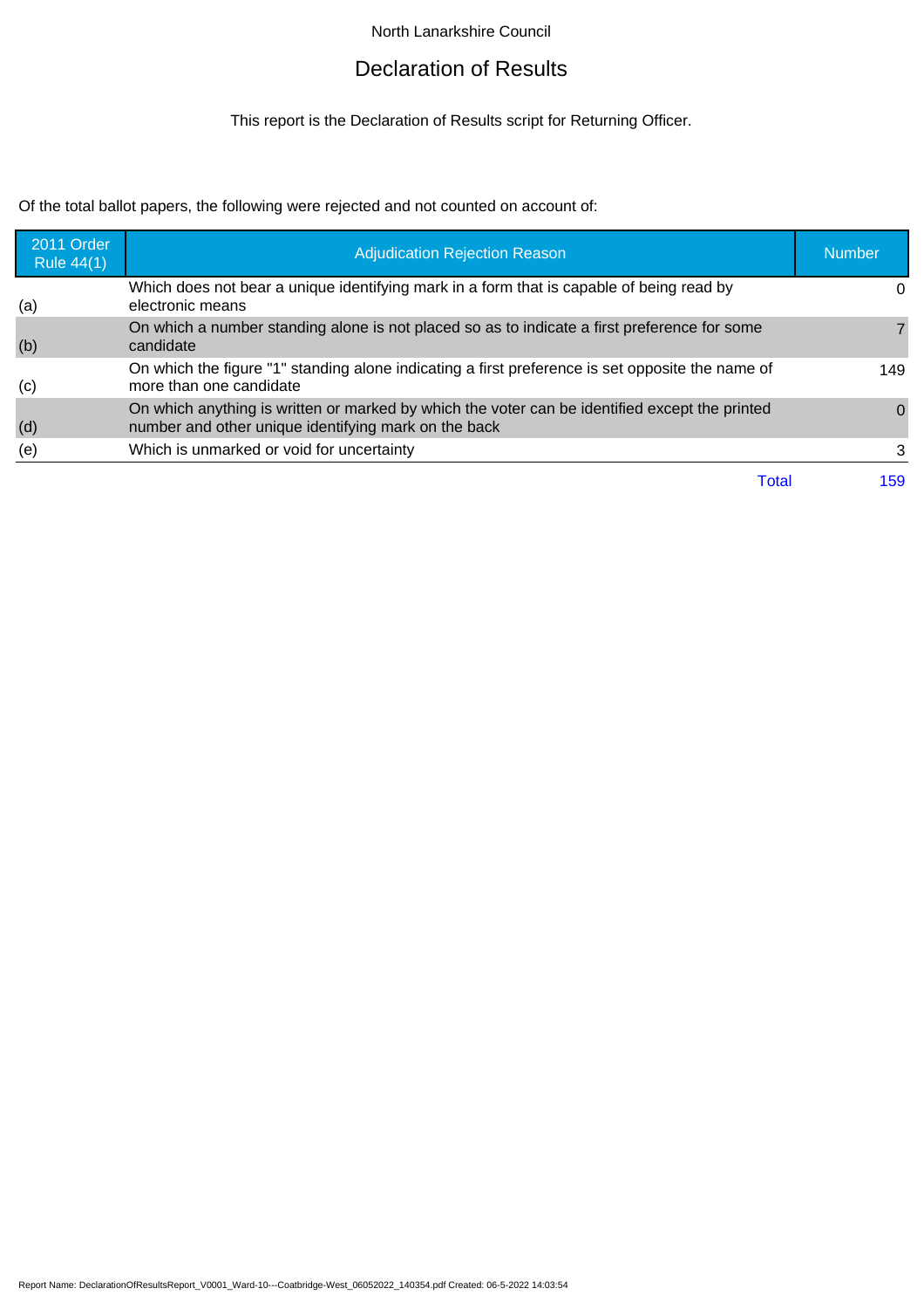North Lanarkshire Council

# Declaration of Results

This report is the Declaration of Results script for Returning Officer.

Of the total ballot papers, the following were rejected and not counted on account of:

| 2011 Order Rule 44(1) | Adjudication Rejection Reason | Number |
|---|---|---|
| (a) | Which does not bear a unique identifying mark in a form that is capable of being read by electronic means | 0 |
| (b) | On which a number standing alone is not placed so as to indicate a first preference for some candidate | 7 |
| (c) | On which the figure "1" standing alone indicating a first preference is set opposite the name of more than one candidate | 149 |
| (d) | On which anything is written or marked by which the voter can be identified except the printed number and other unique identifying mark on the back | 0 |
| (e) | Which is unmarked or void for uncertainty | 3 |
| | Total | 159 |

Report Name: DeclarationOfResultsReport_V0001_Ward-10---Coatbridge-West_06052022_140354.pdf Created: 06-5-2022 14:03:54